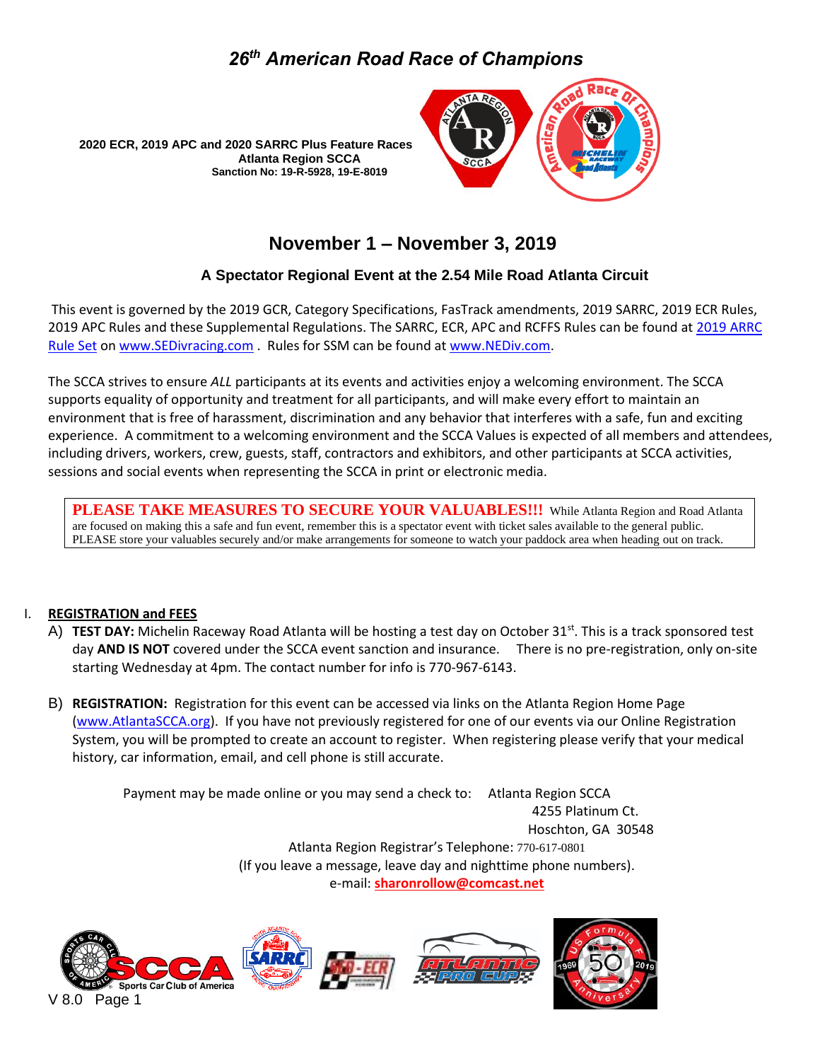# *26th American Road Race of Champions*

**2020 ECR, 2019 APC and 2020 SARRC Plus Feature Races**
**Atlanta Region SCCA**
**Sanction No: 19-R-5928, 19-E-8019**

## November 1 – November 3, 2019

### A Spectator Regional Event at the 2.54 Mile Road Atlanta Circuit

This event is governed by the 2019 GCR, Category Specifications, FasTrack amendments, 2019 SARRC, 2019 ECR Rules, 2019 APC Rules and these Supplemental Regulations. The SARRC, ECR, APC and RCFFS Rules can be found at 2019 ARRC Rule Set on www.SEDivracing.com . Rules for SSM can be found at www.NEDiv.com.

The SCCA strives to ensure *ALL* participants at its events and activities enjoy a welcoming environment. The SCCA supports equality of opportunity and treatment for all participants, and will make every effort to maintain an environment that is free of harassment, discrimination and any behavior that interferes with a safe, fun and exciting experience. A commitment to a welcoming environment and the SCCA Values is expected of all members and attendees, including drivers, workers, crew, guests, staff, contractors and exhibitors, and other participants at SCCA activities, sessions and social events when representing the SCCA in print or electronic media.

**PLEASE TAKE MEASURES TO SECURE YOUR VALUABLES!!!** While Atlanta Region and Road Atlanta are focused on making this a safe and fun event, remember this is a spectator event with ticket sales available to the general public. PLEASE store your valuables securely and/or make arrangements for someone to watch your paddock area when heading out on track.

## I. REGISTRATION and FEES

A) **TEST DAY:** Michelin Raceway Road Atlanta will be hosting a test day on October 31st. This is a track sponsored test day **AND IS NOT** covered under the SCCA event sanction and insurance. There is no pre-registration, only on-site starting Wednesday at 4pm. The contact number for info is 770-967-6143.

B) **REGISTRATION:** Registration for this event can be accessed via links on the Atlanta Region Home Page (www.AtlantaSCCA.org). If you have not previously registered for one of our events via our Online Registration System, you will be prompted to create an account to register. When registering please verify that your medical history, car information, email, and cell phone is still accurate.

Payment may be made online or you may send a check to: Atlanta Region SCCA
4255 Platinum Ct.
Hoschton, GA 30548

Atlanta Region Registrar's Telephone: 770-617-0801
(If you leave a message, leave day and nighttime phone numbers).
e-mail: **sharonrollow@comcast.net**

V 8.0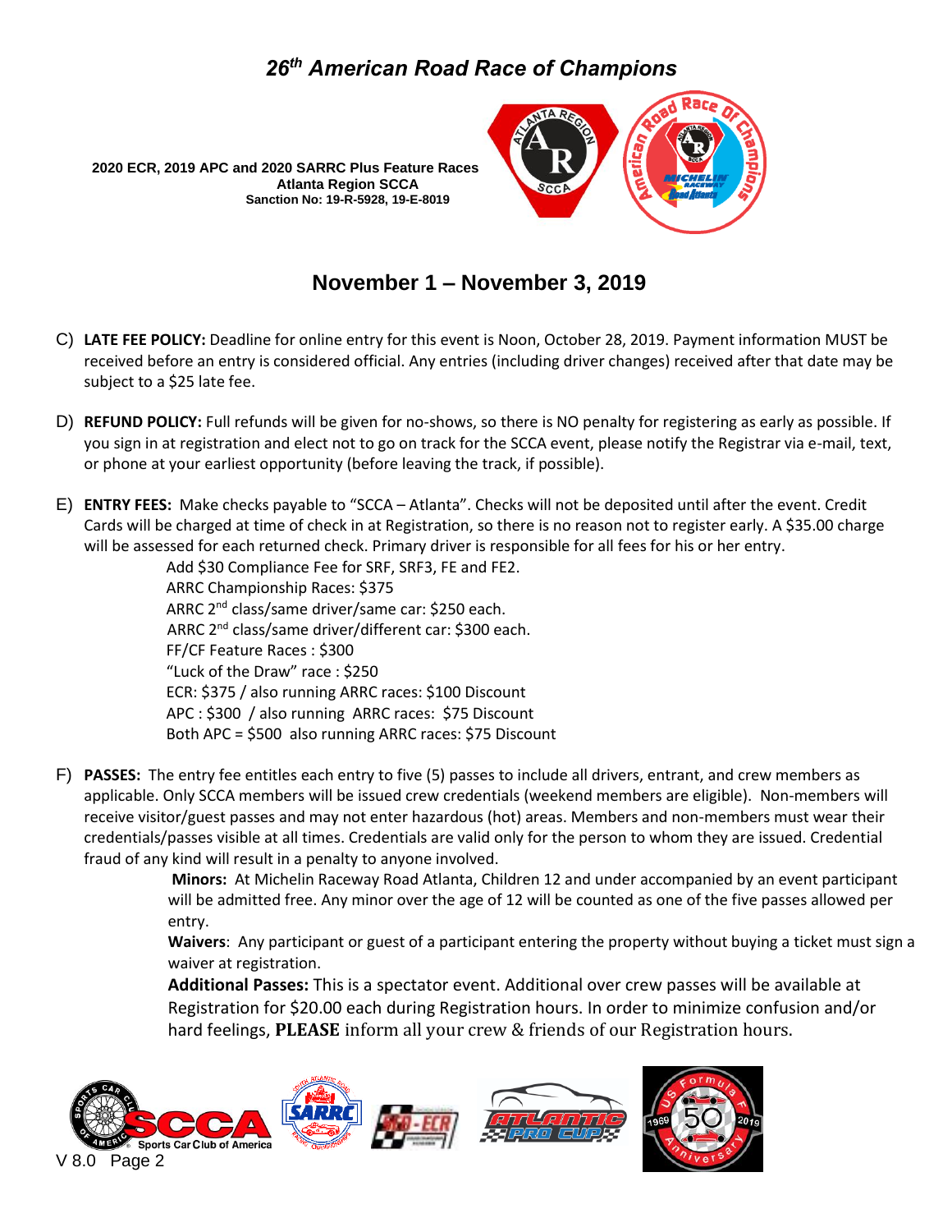# *26th American Road Race of Champions*

**2020 ECR, 2019 APC and 2020 SARRC Plus Feature Races**
**Atlanta Region SCCA**
**Sanction No: 19-R-5928, 19-E-8019**

## November 1 – November 3, 2019

C) **LATE FEE POLICY:** Deadline for online entry for this event is Noon, October 28, 2019. Payment information MUST be received before an entry is considered official. Any entries (including driver changes) received after that date may be subject to a $25 late fee.

D) **REFUND POLICY:** Full refunds will be given for no-shows, so there is NO penalty for registering as early as possible. If you sign in at registration and elect not to go on track for the SCCA event, please notify the Registrar via e-mail, text, or phone at your earliest opportunity (before leaving the track, if possible).

E) **ENTRY FEES:** Make checks payable to "SCCA – Atlanta". Checks will not be deposited until after the event. Credit Cards will be charged at time of check in at Registration, so there is no reason not to register early. A $35.00 charge will be assessed for each returned check. Primary driver is responsible for all fees for his or her entry.

Add $30 Compliance Fee for SRF, SRF3, FE and FE2.
ARRC Championship Races: $375
ARRC 2nd class/same driver/same car: $250 each.
ARRC 2nd class/same driver/different car: $300 each.
FF/CF Feature Races : $300
"Luck of the Draw" race : $250
ECR: $375 / also running ARRC races: $100 Discount
APC : $300 / also running ARRC races: $75 Discount
Both APC = $500 also running ARRC races: $75 Discount

F) **PASSES:** The entry fee entitles each entry to five (5) passes to include all drivers, entrant, and crew members as applicable. Only SCCA members will be issued crew credentials (weekend members are eligible). Non-members will receive visitor/guest passes and may not enter hazardous (hot) areas. Members and non-members must wear their credentials/passes visible at all times. Credentials are valid only for the person to whom they are issued. Credential fraud of any kind will result in a penalty to anyone involved.

**Minors:** At Michelin Raceway Road Atlanta, Children 12 and under accompanied by an event participant will be admitted free. Any minor over the age of 12 will be counted as one of the five passes allowed per entry.

**Waivers**: Any participant or guest of a participant entering the property without buying a ticket must sign a waiver at registration.

**Additional Passes:** This is a spectator event. Additional over crew passes will be available at Registration for $20.00 each during Registration hours. In order to minimize confusion and/or hard feelings, **PLEASE** inform all your crew & friends of our Registration hours.

V 8.0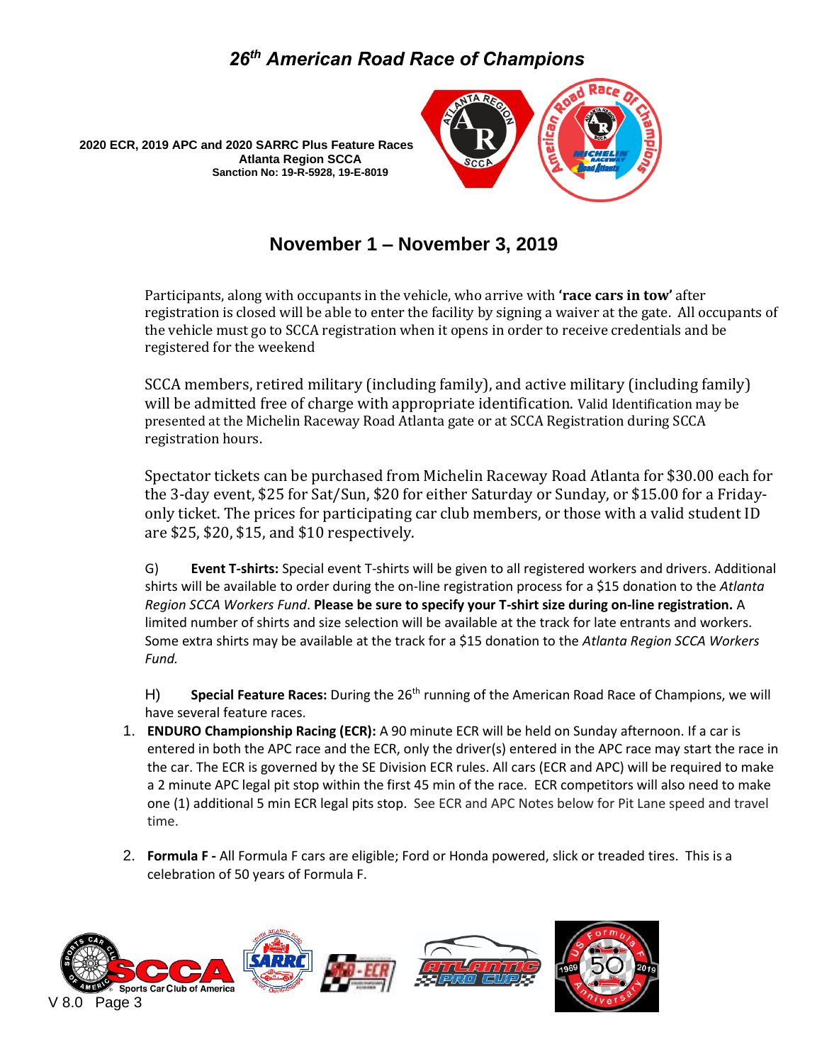# 26th American Road Race of Champions

**2020 ECR, 2019 APC and 2020 SARRC Plus Feature Races**
**Atlanta Region SCCA**
**Sanction No: 19-R-5928, 19-E-8019**

## November 1 – November 3, 2019

Participants, along with occupants in the vehicle, who arrive with **'race cars in tow'** after registration is closed will be able to enter the facility by signing a waiver at the gate. All occupants of the vehicle must go to SCCA registration when it opens in order to receive credentials and be registered for the weekend

SCCA members, retired military (including family), and active military (including family) will be admitted free of charge with appropriate identification. Valid Identification may be presented at the Michelin Raceway Road Atlanta gate or at SCCA Registration during SCCA registration hours.

Spectator tickets can be purchased from Michelin Raceway Road Atlanta for $30.00 each for the 3-day event, $25 for Sat/Sun, $20 for either Saturday or Sunday, or $15.00 for a Friday-only ticket. The prices for participating car club members, or those with a valid student ID are $25, $20, $15, and $10 respectively.

G) **Event T-shirts:** Special event T-shirts will be given to all registered workers and drivers. Additional shirts will be available to order during the on-line registration process for a $15 donation to the *Atlanta Region SCCA Workers Fund*. **Please be sure to specify your T-shirt size during on-line registration.** A limited number of shirts and size selection will be available at the track for late entrants and workers. Some extra shirts may be available at the track for a $15 donation to the *Atlanta Region SCCA Workers Fund.*

H) **Special Feature Races:** During the 26th running of the American Road Race of Champions, we will have several feature races.

1. **ENDURO Championship Racing (ECR):** A 90 minute ECR will be held on Sunday afternoon. If a car is entered in both the APC race and the ECR, only the driver(s) entered in the APC race may start the race in the car. The ECR is governed by the SE Division ECR rules. All cars (ECR and APC) will be required to make a 2 minute APC legal pit stop within the first 45 min of the race. ECR competitors will also need to make one (1) additional 5 min ECR legal pits stop. See ECR and APC Notes below for Pit Lane speed and travel time.

2. **Formula F -** All Formula F cars are eligible; Ford or Honda powered, slick or treaded tires. This is a celebration of 50 years of Formula F.

V 8.0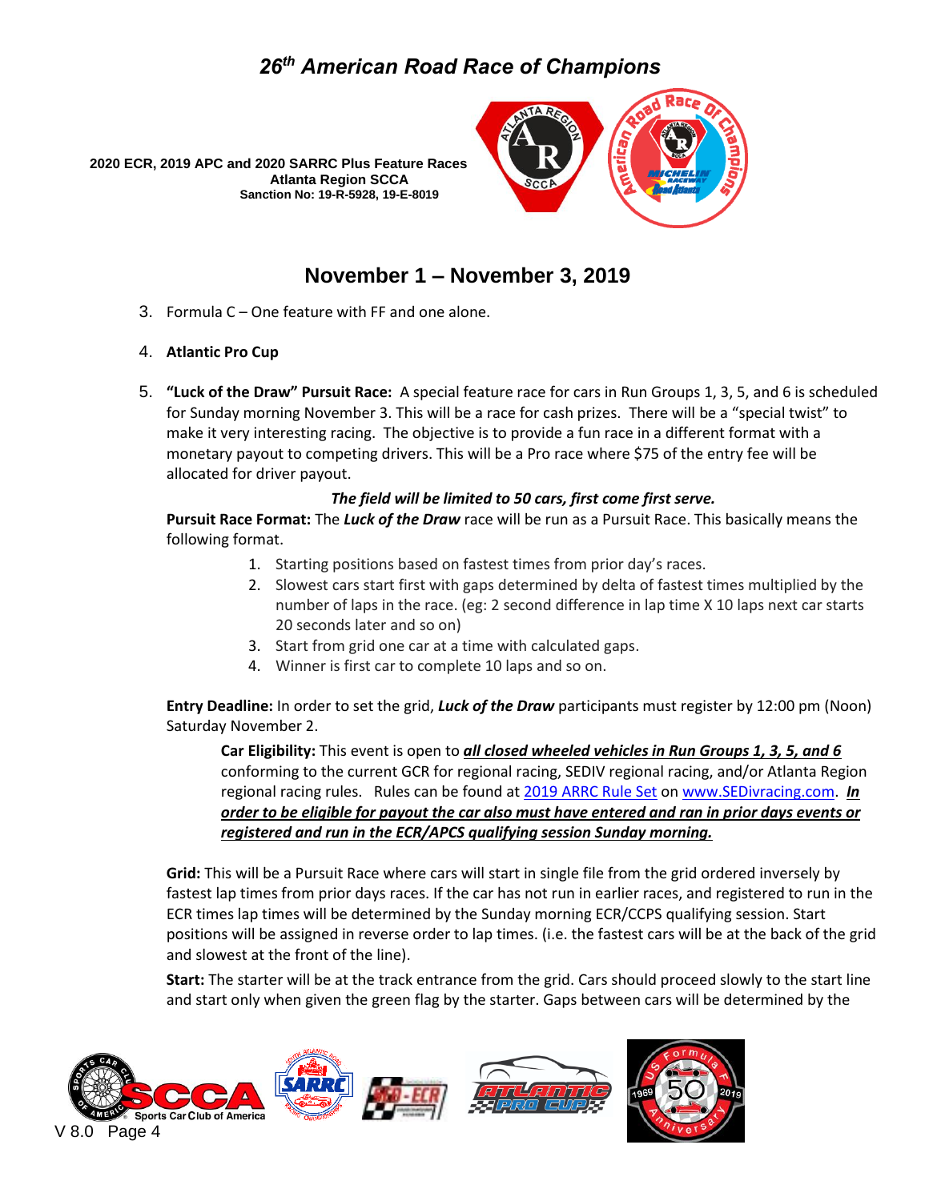3. Formula C – One feature with FF and one alone.
4. **Atlantic Pro Cup**
5. **"Luck of the Draw" Pursuit Race:** A special feature race for cars in Run Groups 1, 3, 5, and 6 is scheduled for Sunday morning November 3. This will be a race for cash prizes. There will be a "special twist" to make it very interesting racing. The objective is to provide a fun race in a different format with a monetary payout to competing drivers. This will be a Pro race where $75 of the entry fee will be allocated for driver payout.

   ***The field will be limited to 50 cars, first come first serve.***

   **Pursuit Race Format:** The ***Luck of the Draw*** race will be run as a Pursuit Race. This basically means the following format.

   1. Starting positions based on fastest times from prior day's races.
   2. Slowest cars start first with gaps determined by delta of fastest times multiplied by the number of laps in the race. (eg: 2 second difference in lap time X 10 laps next car starts 20 seconds later and so on)
   3. Start from grid one car at a time with calculated gaps.
   4. Winner is first car to complete 10 laps and so on.

   **Entry Deadline:** In order to set the grid, ***Luck of the Draw*** participants must register by 12:00 pm (Noon) Saturday November 2.

   **Car Eligibility:** This event is open to ***all closed wheeled vehicles in Run Groups 1, 3, 5, and 6*** conforming to the current GCR for regional racing, SEDIV regional racing, and/or Atlanta Region regional racing rules. Rules can be found at 2019 ARRC Rule Set on www.SEDivracing.com. ***In order to be eligible for payout the car also must have entered and ran in prior days events or registered and run in the ECR/APCS qualifying session Sunday morning.***

   **Grid:** This will be a Pursuit Race where cars will start in single file from the grid ordered inversely by fastest lap times from prior days races. If the car has not run in earlier races, and registered to run in the ECR times lap times will be determined by the Sunday morning ECR/CCPS qualifying session. Start positions will be assigned in reverse order to lap times. (i.e. the fastest cars will be at the back of the grid and slowest at the front of the line).

   **Start:** The starter will be at the track entrance from the grid. Cars should proceed slowly to the start line and start only when given the green flag by the starter. Gaps between cars will be determined by the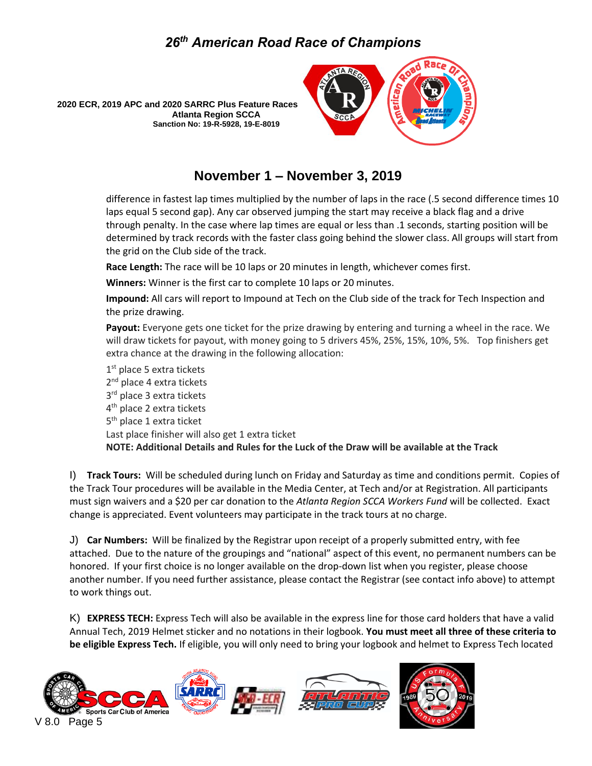difference in fastest lap times multiplied by the number of laps in the race (.5 second difference times 10 laps equal 5 second gap). Any car observed jumping the start may receive a black flag and a drive through penalty. In the case where lap times are equal or less than .1 seconds, starting position will be determined by track records with the faster class going behind the slower class. All groups will start from the grid on the Club side of the track.

**Race Length:** The race will be 10 laps or 20 minutes in length, whichever comes first.

**Winners:** Winner is the first car to complete 10 laps or 20 minutes.

**Impound:** All cars will report to Impound at Tech on the Club side of the track for Tech Inspection and the prize drawing.

**Payout:** Everyone gets one ticket for the prize drawing by entering and turning a wheel in the race. We will draw tickets for payout, with money going to 5 drivers 45%, 25%, 15%, 10%, 5%. Top finishers get extra chance at the drawing in the following allocation:

1st place 5 extra tickets
2nd place 4 extra tickets
3rd place 3 extra tickets
4th place 2 extra tickets
5th place 1 extra ticket
Last place finisher will also get 1 extra ticket
**NOTE: Additional Details and Rules for the Luck of the Draw will be available at the Track**

I) **Track Tours:** Will be scheduled during lunch on Friday and Saturday as time and conditions permit. Copies of the Track Tour procedures will be available in the Media Center, at Tech and/or at Registration. All participants must sign waivers and a $20 per car donation to the *Atlanta Region SCCA Workers Fund* will be collected. Exact change is appreciated. Event volunteers may participate in the track tours at no charge.

J) **Car Numbers:** Will be finalized by the Registrar upon receipt of a properly submitted entry, with fee attached. Due to the nature of the groupings and "national" aspect of this event, no permanent numbers can be honored. If your first choice is no longer available on the drop-down list when you register, please choose another number. If you need further assistance, please contact the Registrar (see contact info above) to attempt to work things out.

K) **EXPRESS TECH:** Express Tech will also be available in the express line for those card holders that have a valid Annual Tech, 2019 Helmet sticker and no notations in their logbook. **You must meet all three of these criteria to be eligible Express Tech.** If eligible, you will only need to bring your logbook and helmet to Express Tech located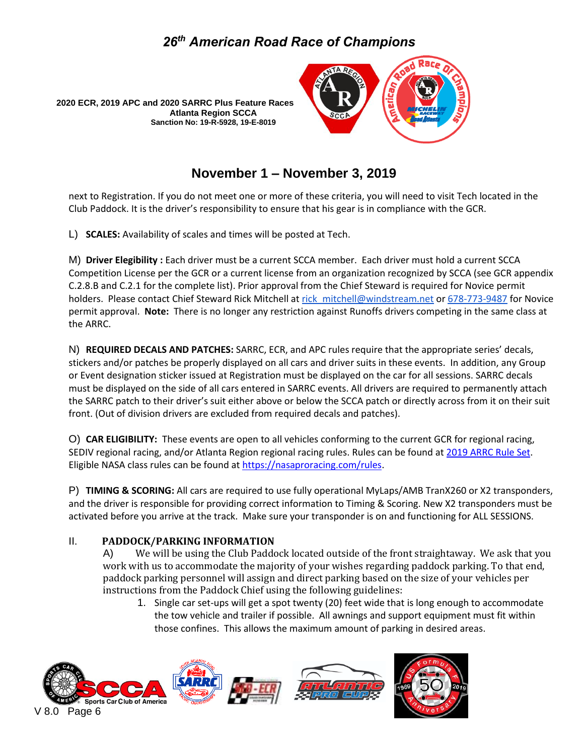next to Registration. If you do not meet one or more of these criteria, you will need to visit Tech located in the Club Paddock. It is the driver's responsibility to ensure that his gear is in compliance with the GCR.

L) **SCALES:** Availability of scales and times will be posted at Tech.

M) **Driver Elegibility :** Each driver must be a current SCCA member. Each driver must hold a current SCCA Competition License per the GCR or a current license from an organization recognized by SCCA (see GCR appendix C.2.8.B and C.2.1 for the complete list). Prior approval from the Chief Steward is required for Novice permit holders. Please contact Chief Steward Rick Mitchell at rick_mitchell@windstream.net or 678-773-9487 for Novice permit approval. **Note:** There is no longer any restriction against Runoffs drivers competing in the same class at the ARRC.

N) **REQUIRED DECALS AND PATCHES:** SARRC, ECR, and APC rules require that the appropriate series' decals, stickers and/or patches be properly displayed on all cars and driver suits in these events. In addition, any Group or Event designation sticker issued at Registration must be displayed on the car for all sessions. SARRC decals must be displayed on the side of all cars entered in SARRC events. All drivers are required to permanently attach the SARRC patch to their driver's suit either above or below the SCCA patch or directly across from it on their suit front. (Out of division drivers are excluded from required decals and patches).

O) **CAR ELIGIBILITY:** These events are open to all vehicles conforming to the current GCR for regional racing, SEDIV regional racing, and/or Atlanta Region regional racing rules. Rules can be found at 2019 ARRC Rule Set. Eligible NASA class rules can be found at https://nasaproracing.com/rules.

P) **TIMING & SCORING:** All cars are required to use fully operational MyLaps/AMB TranX260 or X2 transponders, and the driver is responsible for providing correct information to Timing & Scoring. New X2 transponders must be activated before you arrive at the track. Make sure your transponder is on and functioning for ALL SESSIONS.

## II. PADDOCK/PARKING INFORMATION

A) We will be using the Club Paddock located outside of the front straightaway. We ask that you work with us to accommodate the majority of your wishes regarding paddock parking. To that end, paddock parking personnel will assign and direct parking based on the size of your vehicles per instructions from the Paddock Chief using the following guidelines:

1. Single car set-ups will get a spot twenty (20) feet wide that is long enough to accommodate the tow vehicle and trailer if possible. All awnings and support equipment must fit within those confines. This allows the maximum amount of parking in desired areas.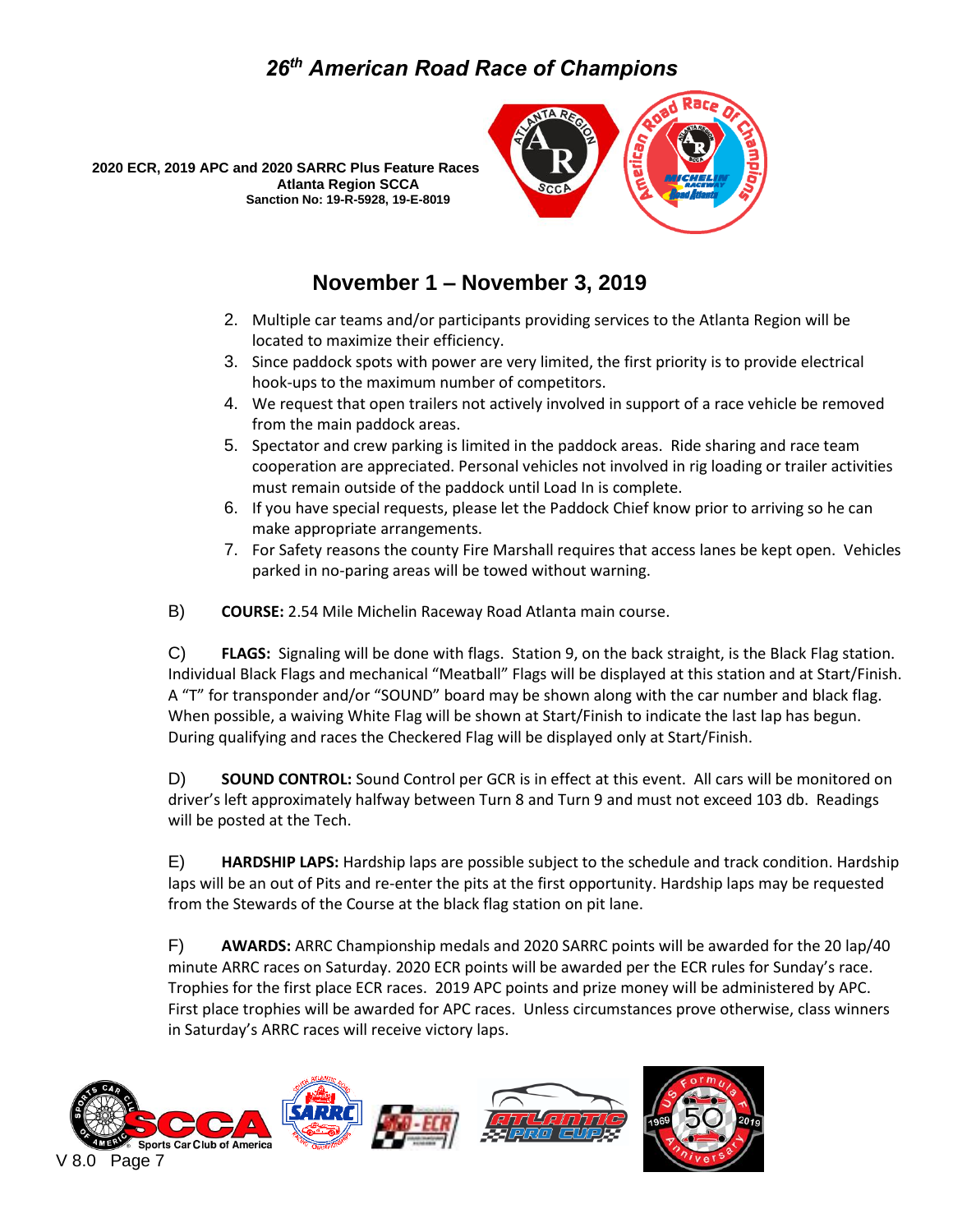2. Multiple car teams and/or participants providing services to the Atlanta Region will be located to maximize their efficiency.
3. Since paddock spots with power are very limited, the first priority is to provide electrical hook-ups to the maximum number of competitors.
4. We request that open trailers not actively involved in support of a race vehicle be removed from the main paddock areas.
5. Spectator and crew parking is limited in the paddock areas. Ride sharing and race team cooperation are appreciated. Personal vehicles not involved in rig loading or trailer activities must remain outside of the paddock until Load In is complete.
6. If you have special requests, please let the Paddock Chief know prior to arriving so he can make appropriate arrangements.
7. For Safety reasons the county Fire Marshall requires that access lanes be kept open. Vehicles parked in no-paring areas will be towed without warning.

B) **COURSE:** 2.54 Mile Michelin Raceway Road Atlanta main course.

C) **FLAGS:** Signaling will be done with flags. Station 9, on the back straight, is the Black Flag station. Individual Black Flags and mechanical "Meatball" Flags will be displayed at this station and at Start/Finish. A "T" for transponder and/or "SOUND" board may be shown along with the car number and black flag. When possible, a waiving White Flag will be shown at Start/Finish to indicate the last lap has begun. During qualifying and races the Checkered Flag will be displayed only at Start/Finish.

D) **SOUND CONTROL:** Sound Control per GCR is in effect at this event. All cars will be monitored on driver's left approximately halfway between Turn 8 and Turn 9 and must not exceed 103 db. Readings will be posted at the Tech.

E) **HARDSHIP LAPS:** Hardship laps are possible subject to the schedule and track condition. Hardship laps will be an out of Pits and re-enter the pits at the first opportunity. Hardship laps may be requested from the Stewards of the Course at the black flag station on pit lane.

F) **AWARDS:** ARRC Championship medals and 2020 SARRC points will be awarded for the 20 lap/40 minute ARRC races on Saturday. 2020 ECR points will be awarded per the ECR rules for Sunday's race. Trophies for the first place ECR races. 2019 APC points and prize money will be administered by APC. First place trophies will be awarded for APC races. Unless circumstances prove otherwise, class winners in Saturday's ARRC races will receive victory laps.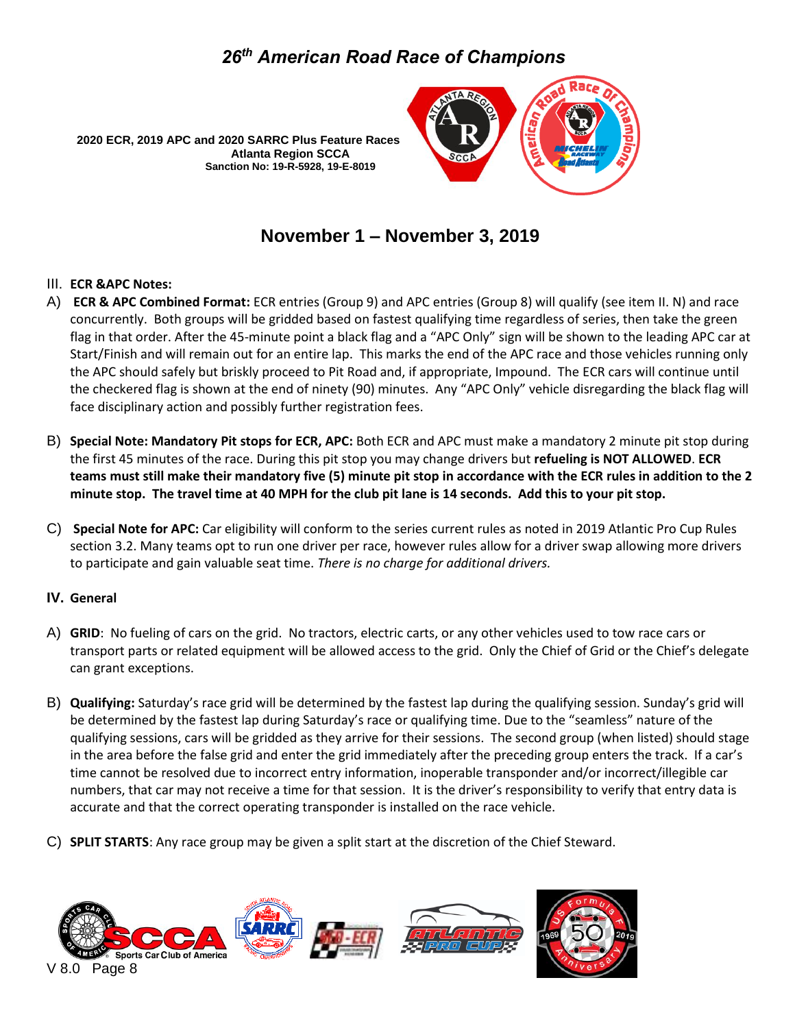# 26th American Road Race of Champions

**2020 ECR, 2019 APC and 2020 SARRC Plus Feature Races**
**Atlanta Region SCCA**
**Sanction No: 19-R-5928, 19-E-8019**

## November 1 – November 3, 2019

### III. ECR &APC Notes:

A) **ECR & APC Combined Format:** ECR entries (Group 9) and APC entries (Group 8) will qualify (see item II. N) and race concurrently. Both groups will be gridded based on fastest qualifying time regardless of series, then take the green flag in that order. After the 45-minute point a black flag and a "APC Only" sign will be shown to the leading APC car at Start/Finish and will remain out for an entire lap. This marks the end of the APC race and those vehicles running only the APC should safely but briskly proceed to Pit Road and, if appropriate, Impound. The ECR cars will continue until the checkered flag is shown at the end of ninety (90) minutes. Any "APC Only" vehicle disregarding the black flag will face disciplinary action and possibly further registration fees.

B) **Special Note: Mandatory Pit stops for ECR, APC:** Both ECR and APC must make a mandatory 2 minute pit stop during the first 45 minutes of the race. During this pit stop you may change drivers but **refueling is NOT ALLOWED**. **ECR teams must still make their mandatory five (5) minute pit stop in accordance with the ECR rules in addition to the 2 minute stop. The travel time at 40 MPH for the club pit lane is 14 seconds. Add this to your pit stop.**

C) **Special Note for APC:** Car eligibility will conform to the series current rules as noted in 2019 Atlantic Pro Cup Rules section 3.2. Many teams opt to run one driver per race, however rules allow for a driver swap allowing more drivers to participate and gain valuable seat time. *There is no charge for additional drivers.*

### IV. General

A) **GRID**: No fueling of cars on the grid. No tractors, electric carts, or any other vehicles used to tow race cars or transport parts or related equipment will be allowed access to the grid. Only the Chief of Grid or the Chief's delegate can grant exceptions.

B) **Qualifying:** Saturday's race grid will be determined by the fastest lap during the qualifying session. Sunday's grid will be determined by the fastest lap during Saturday's race or qualifying time. Due to the "seamless" nature of the qualifying sessions, cars will be gridded as they arrive for their sessions. The second group (when listed) should stage in the area before the false grid and enter the grid immediately after the preceding group enters the track. If a car's time cannot be resolved due to incorrect entry information, inoperable transponder and/or incorrect/illegible car numbers, that car may not receive a time for that session. It is the driver's responsibility to verify that entry data is accurate and that the correct operating transponder is installed on the race vehicle.

C) **SPLIT STARTS**: Any race group may be given a split start at the discretion of the Chief Steward.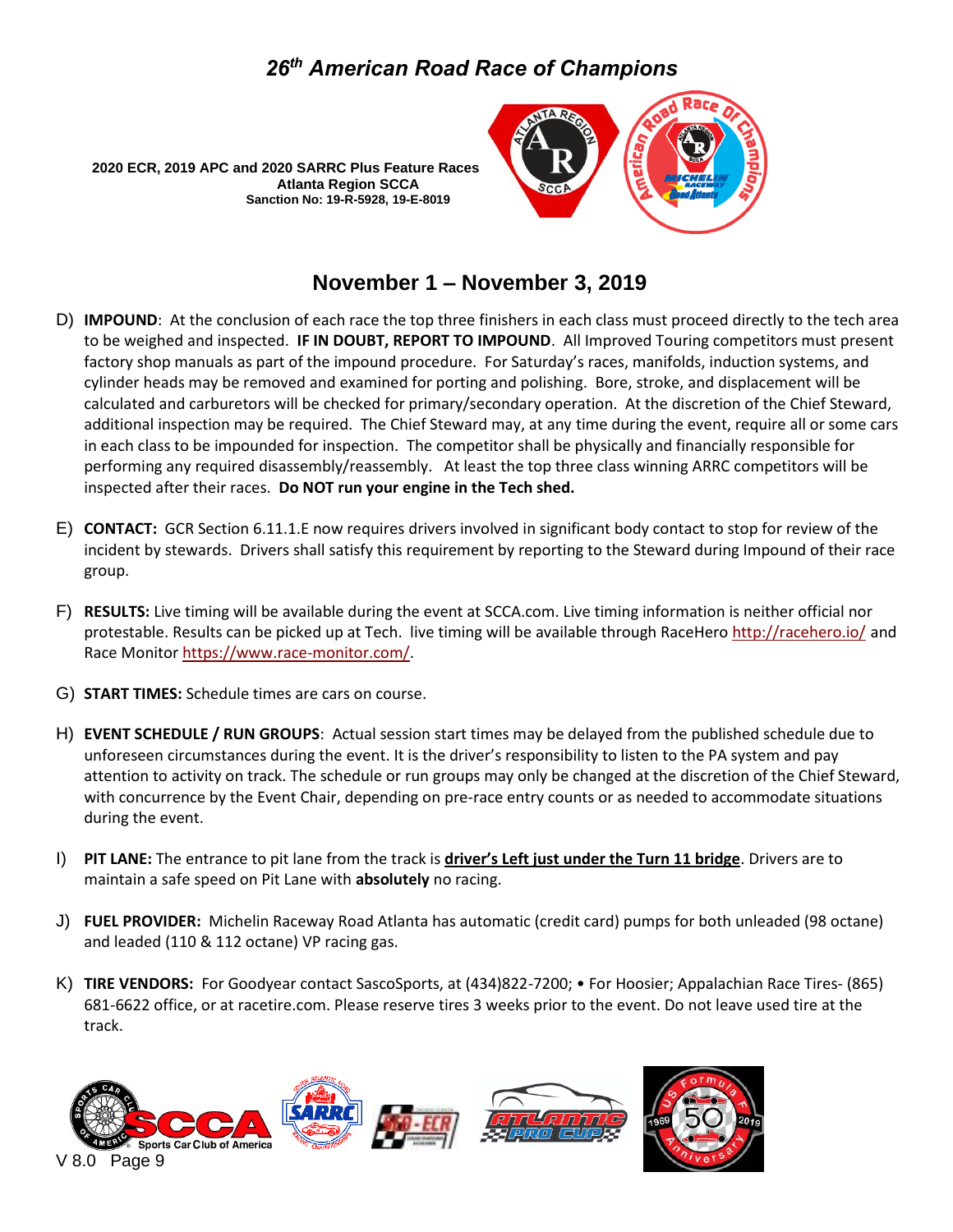D) **IMPOUND**: At the conclusion of each race the top three finishers in each class must proceed directly to the tech area to be weighed and inspected. **IF IN DOUBT, REPORT TO IMPOUND**. All Improved Touring competitors must present factory shop manuals as part of the impound procedure. For Saturday's races, manifolds, induction systems, and cylinder heads may be removed and examined for porting and polishing. Bore, stroke, and displacement will be calculated and carburetors will be checked for primary/secondary operation. At the discretion of the Chief Steward, additional inspection may be required. The Chief Steward may, at any time during the event, require all or some cars in each class to be impounded for inspection. The competitor shall be physically and financially responsible for performing any required disassembly/reassembly. At least the top three class winning ARRC competitors will be inspected after their races. **Do NOT run your engine in the Tech shed.**

E) **CONTACT:** GCR Section 6.11.1.E now requires drivers involved in significant body contact to stop for review of the incident by stewards. Drivers shall satisfy this requirement by reporting to the Steward during Impound of their race group.

F) **RESULTS:** Live timing will be available during the event at SCCA.com. Live timing information is neither official nor protestable. Results can be picked up at Tech. live timing will be available through RaceHero http://racehero.io/ and Race Monitor https://www.race-monitor.com/.

G) **START TIMES:** Schedule times are cars on course.

H) **EVENT SCHEDULE / RUN GROUPS**: Actual session start times may be delayed from the published schedule due to unforeseen circumstances during the event. It is the driver's responsibility to listen to the PA system and pay attention to activity on track. The schedule or run groups may only be changed at the discretion of the Chief Steward, with concurrence by the Event Chair, depending on pre-race entry counts or as needed to accommodate situations during the event.

I) **PIT LANE:** The entrance to pit lane from the track is **driver's Left just under the Turn 11 bridge**. Drivers are to maintain a safe speed on Pit Lane with **absolutely** no racing.

J) **FUEL PROVIDER:** Michelin Raceway Road Atlanta has automatic (credit card) pumps for both unleaded (98 octane) and leaded (110 & 112 octane) VP racing gas.

K) **TIRE VENDORS:** For Goodyear contact SascoSports, at (434)822-7200; • For Hoosier; Appalachian Race Tires- (865) 681-6622 office, or at racetire.com. Please reserve tires 3 weeks prior to the event. Do not leave used tire at the track.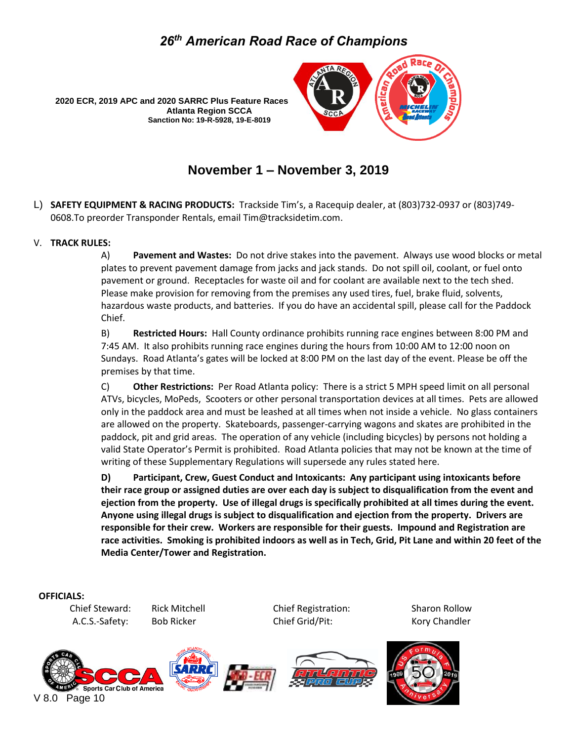L) **SAFETY EQUIPMENT & RACING PRODUCTS:** Trackside Tim's, a Racequip dealer, at (803)732-0937 or (803)749-0608.To preorder Transponder Rentals, email Tim@tracksidetim.com.

V. **TRACK RULES:**

A) **Pavement and Wastes:** Do not drive stakes into the pavement. Always use wood blocks or metal plates to prevent pavement damage from jacks and jack stands. Do not spill oil, coolant, or fuel onto pavement or ground. Receptacles for waste oil and for coolant are available next to the tech shed. Please make provision for removing from the premises any used tires, fuel, brake fluid, solvents, hazardous waste products, and batteries. If you do have an accidental spill, please call for the Paddock Chief.

B) **Restricted Hours:** Hall County ordinance prohibits running race engines between 8:00 PM and 7:45 AM. It also prohibits running race engines during the hours from 10:00 AM to 12:00 noon on Sundays. Road Atlanta's gates will be locked at 8:00 PM on the last day of the event. Please be off the premises by that time.

C) **Other Restrictions:** Per Road Atlanta policy: There is a strict 5 MPH speed limit on all personal ATVs, bicycles, MoPeds, Scooters or other personal transportation devices at all times. Pets are allowed only in the paddock area and must be leashed at all times when not inside a vehicle. No glass containers are allowed on the property. Skateboards, passenger-carrying wagons and skates are prohibited in the paddock, pit and grid areas. The operation of any vehicle (including bicycles) by persons not holding a valid State Operator's Permit is prohibited. Road Atlanta policies that may not be known at the time of writing of these Supplementary Regulations will supersede any rules stated here.

**D) Participant, Crew, Guest Conduct and Intoxicants: Any participant using intoxicants before their race group or assigned duties are over each day is subject to disqualification from the event and ejection from the property. Use of illegal drugs is specifically prohibited at all times during the event. Anyone using illegal drugs is subject to disqualification and ejection from the property. Drivers are responsible for their crew. Workers are responsible for their guests. Impound and Registration are race activities. Smoking is prohibited indoors as well as in Tech, Grid, Pit Lane and within 20 feet of the Media Center/Tower and Registration.**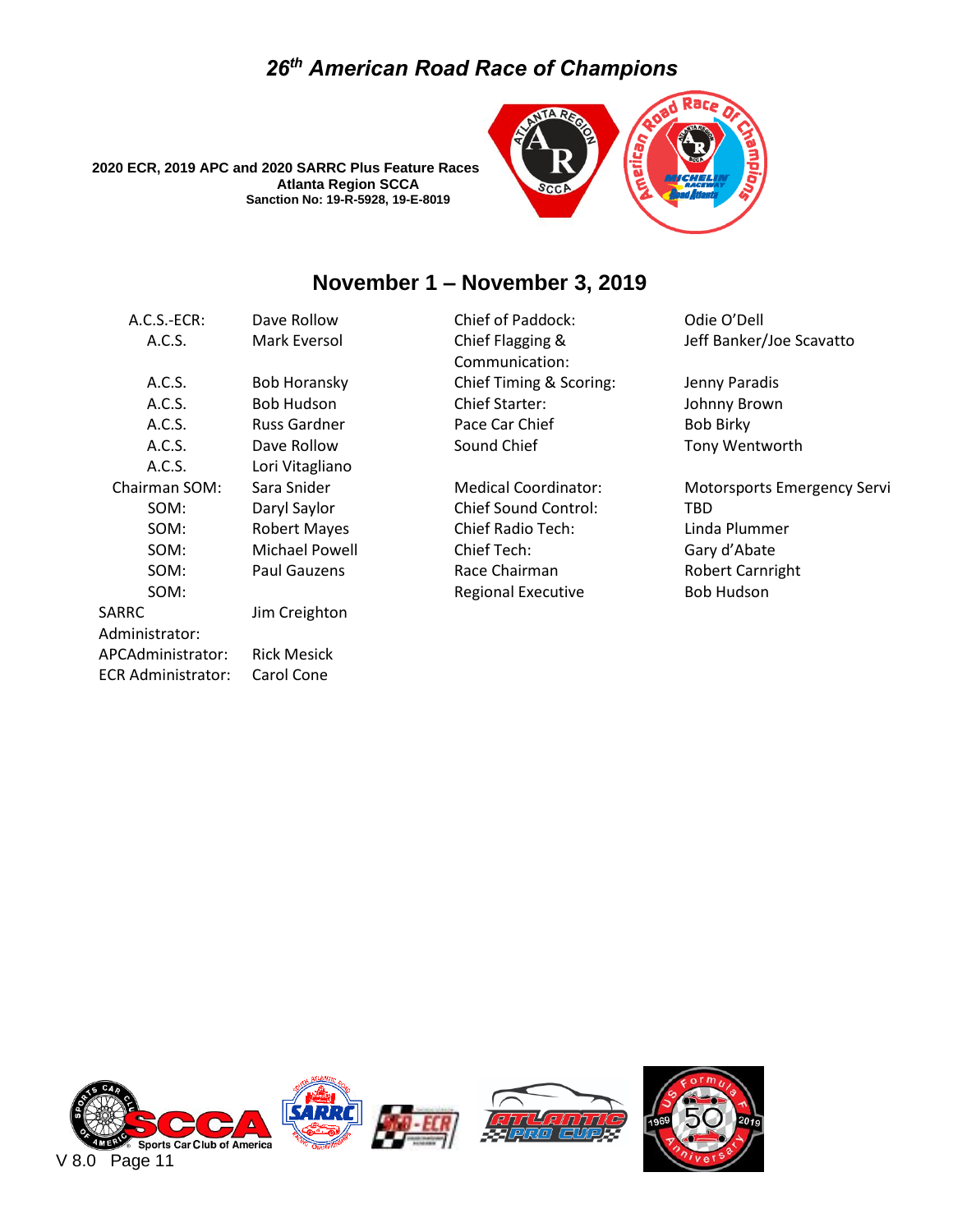# 26th American Road Race of Champions

**2020 ECR, 2019 APC and 2020 SARRC Plus Feature Races**
**Atlanta Region SCCA**
**Sanction No: 19-R-5928, 19-E-8019**

## November 1 – November 3, 2019

| | | | |
|---|---|---|---|
| A.C.S.-ECR: | Dave Rollow | Chief of Paddock: | Odie O'Dell |
| A.C.S. | Mark Eversol | Chief Flagging & Communication: | Jeff Banker/Joe Scavatto |
| A.C.S. | Bob Horansky | Chief Timing & Scoring: | Jenny Paradis |
| A.C.S. | Bob Hudson | Chief Starter: | Johnny Brown |
| A.C.S. | Russ Gardner | Pace Car Chief | Bob Birky |
| A.C.S. | Dave Rollow | Sound Chief | Tony Wentworth |
| A.C.S. | Lori Vitagliano | | |
| Chairman SOM: | Sara Snider | Medical Coordinator: | Motorsports Emergency Servi |
| SOM: | Daryl Saylor | Chief Sound Control: | TBD |
| SOM: | Robert Mayes | Chief Radio Tech: | Linda Plummer |
| SOM: | Michael Powell | Chief Tech: | Gary d'Abate |
| SOM: | Paul Gauzens | Race Chairman | Robert Carnright |
| SOM: | | Regional Executive | Bob Hudson |
| SARRC Administrator: | Jim Creighton | | |
| APCAdministrator: | Rick Mesick | | |
| ECR Administrator: | Carol Cone | | |

V 8.0